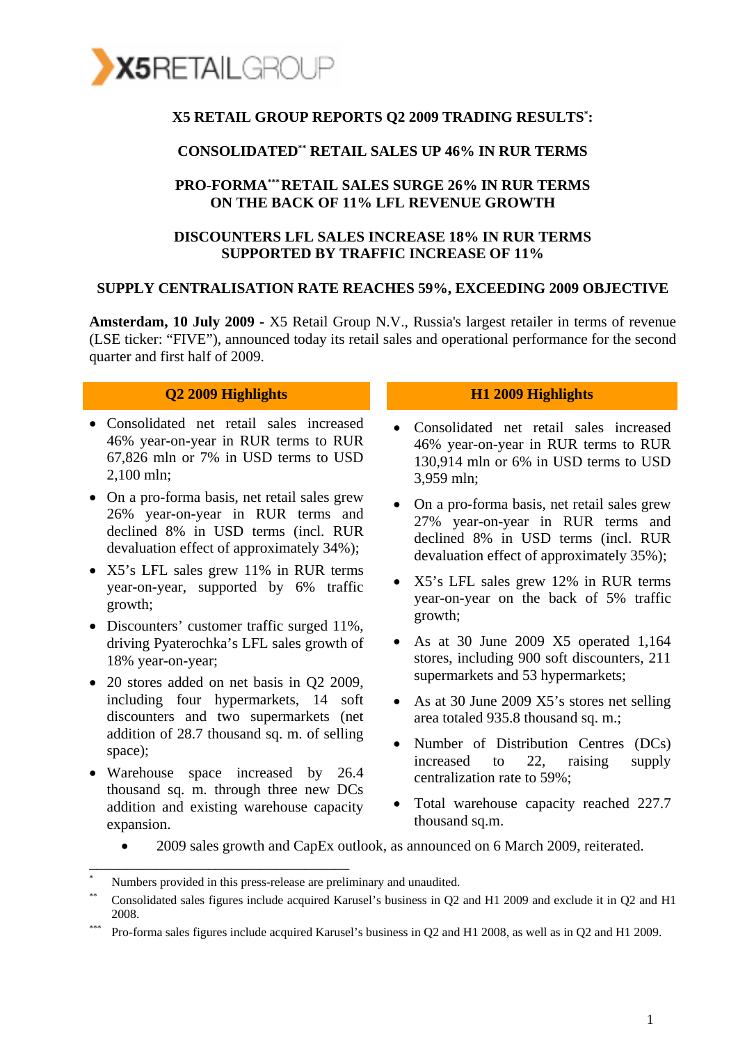X5RETAILGROUP

**X5 RETAIL GROUP REPORTS Q2 2009 TRADING RESULTS[*]:**

**CONSOLIDATED[**] RETAIL SALES UP 46% IN RUR TERMS**

**PRO-FORMA[***] RETAIL SALES SURGE 26% IN RUR TERMS ON THE BACK OF 11% LFL REVENUE GROWTH**

**DISCOUNTERS LFL SALES INCREASE 18% IN RUR TERMS SUPPORTED BY TRAFFIC INCREASE OF 11%**

**SUPPLY CENTRALISATION RATE REACHES 59%, EXCEEDING 2009 OBJECTIVE**

**Amsterdam, 10 July 2009 -** X5 Retail Group N.V., Russia's largest retailer in terms of revenue (LSE ticker: "FIVE"), announced today its retail sales and operational performance for the second quarter and first half of 2009.

**Q2 2009 Highlights**

- Consolidated net retail sales increased 46% year-on-year in RUR terms to RUR 67,826 mln or 7% in USD terms to USD 2,100 mln;
- On a pro-forma basis, net retail sales grew 26% year-on-year in RUR terms and declined 8% in USD terms (incl. RUR devaluation effect of approximately 34%);
- X5's LFL sales grew 11% in RUR terms year-on-year, supported by 6% traffic growth;
- Discounters' customer traffic surged 11%, driving Pyaterochka's LFL sales growth of 18% year-on-year;
- 20 stores added on net basis in Q2 2009, including four hypermarkets, 14 soft discounters and two supermarkets (net addition of 28.7 thousand sq. m. of selling space);
- Warehouse space increased by 26.4 thousand sq. m. through three new DCs addition and existing warehouse capacity expansion.

**H1 2009 Highlights**

- Consolidated net retail sales increased 46% year-on-year in RUR terms to RUR 130,914 mln or 6% in USD terms to USD 3,959 mln;
- On a pro-forma basis, net retail sales grew 27% year-on-year in RUR terms and declined 8% in USD terms (incl. RUR devaluation effect of approximately 35%);
- X5's LFL sales grew 12% in RUR terms year-on-year on the back of 5% traffic growth;
- As at 30 June 2009 X5 operated 1,164 stores, including 900 soft discounters, 211 supermarkets and 53 hypermarkets;
- As at 30 June 2009 X5's stores net selling area totaled 935.8 thousand sq. m.;
- Number of Distribution Centres (DCs) increased to 22, raising supply centralization rate to 59%;
- Total warehouse capacity reached 227.7 thousand sq.m.

- 2009 sales growth and CapEx outlook, as announced on 6 March 2009, reiterated.

---

[*] Numbers provided in this press-release are preliminary and unaudited.

[**] Consolidated sales figures include acquired Karusel's business in Q2 and H1 2009 and exclude it in Q2 and H1 2008.

[***] Pro-forma sales figures include acquired Karusel's business in Q2 and H1 2008, as well as in Q2 and H1 2009.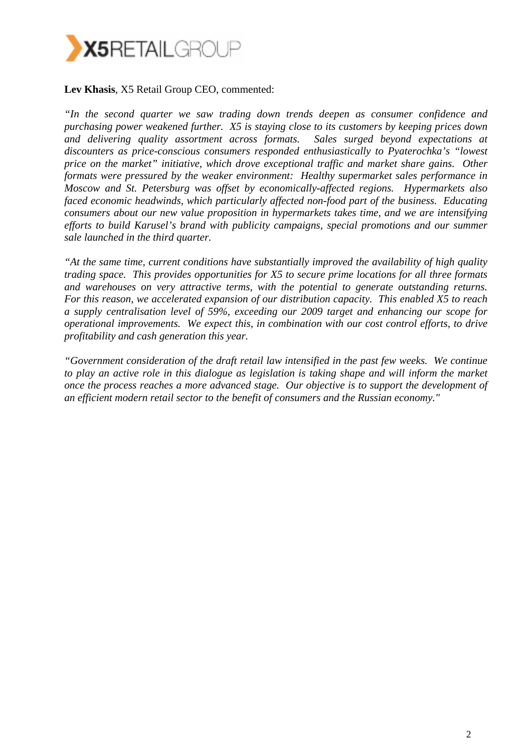**Lev Khasis**, X5 Retail Group CEO, commented:

*"In the second quarter we saw trading down trends deepen as consumer confidence and purchasing power weakened further. X5 is staying close to its customers by keeping prices down and delivering quality assortment across formats. Sales surged beyond expectations at discounters as price-conscious consumers responded enthusiastically to Pyaterochka's "lowest price on the market" initiative, which drove exceptional traffic and market share gains. Other formats were pressured by the weaker environment: Healthy supermarket sales performance in Moscow and St. Petersburg was offset by economically-affected regions. Hypermarkets also faced economic headwinds, which particularly affected non-food part of the business. Educating consumers about our new value proposition in hypermarkets takes time, and we are intensifying efforts to build Karusel's brand with publicity campaigns, special promotions and our summer sale launched in the third quarter.*

*"At the same time, current conditions have substantially improved the availability of high quality trading space. This provides opportunities for X5 to secure prime locations for all three formats and warehouses on very attractive terms, with the potential to generate outstanding returns. For this reason, we accelerated expansion of our distribution capacity. This enabled X5 to reach a supply centralisation level of 59%, exceeding our 2009 target and enhancing our scope for operational improvements. We expect this, in combination with our cost control efforts, to drive profitability and cash generation this year.*

*"Government consideration of the draft retail law intensified in the past few weeks. We continue to play an active role in this dialogue as legislation is taking shape and will inform the market once the process reaches a more advanced stage. Our objective is to support the development of an efficient modern retail sector to the benefit of consumers and the Russian economy."*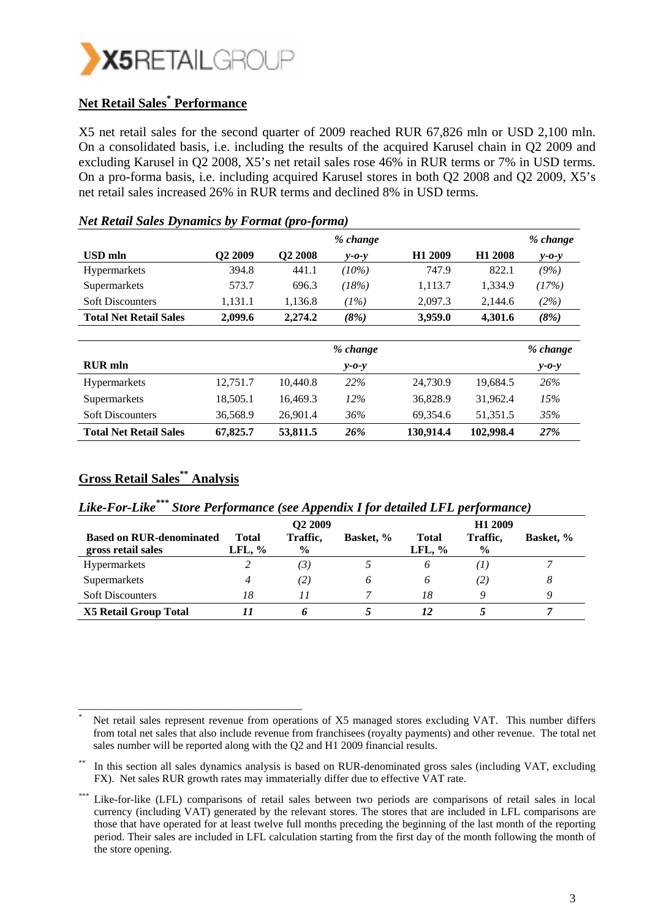## Net Retail Sales[*] Performance

X5 net retail sales for the second quarter of 2009 reached RUR 67,826 mln or USD 2,100 mln. On a consolidated basis, i.e. including the results of the acquired Karusel chain in Q2 2009 and excluding Karusel in Q2 2008, X5's net retail sales rose 46% in RUR terms or 7% in USD terms. On a pro-forma basis, i.e. including acquired Karusel stores in both Q2 2008 and Q2 2009, X5's net retail sales increased 26% in RUR terms and declined 8% in USD terms.

### *Net Retail Sales Dynamics by Format (pro-forma)*

| USD mln | Q2 2009 | Q2 2008 | *% change y-o-y* | H1 2009 | H1 2008 | *% change y-o-y* |
|---|---|---|---|---|---|---|
| Hypermarkets | 394.8 | 441.1 | *(10%)* | 747.9 | 822.1 | *(9%)* |
| Supermarkets | 573.7 | 696.3 | *(18%)* | 1,113.7 | 1,334.9 | *(17%)* |
| Soft Discounters | 1,131.1 | 1,136.8 | *(1%)* | 2,097.3 | 2,144.6 | *(2%)* |
| **Total Net Retail Sales** | **2,099.6** | **2,274.2** | ***(8%)*** | **3,959.0** | **4,301.6** | ***(8%)*** |

| RUR mln | | | *% change y-o-y* | | | *% change y-o-y* |
|---|---|---|---|---|---|---|
| Hypermarkets | 12,751.7 | 10,440.8 | *22%* | 24,730.9 | 19,684.5 | *26%* |
| Supermarkets | 18,505.1 | 16,469.3 | *12%* | 36,828.9 | 31,962.4 | *15%* |
| Soft Discounters | 36,568.9 | 26,901.4 | *36%* | 69,354.6 | 51,351.5 | *35%* |
| **Total Net Retail Sales** | **67,825.7** | **53,811.5** | ***26%*** | **130,914.4** | **102,998.4** | ***27%*** |

## Gross Retail Sales[**] Analysis

### *Like-For-Like[***] Store Performance (see Appendix I for detailed LFL performance)*

| Based on RUR-denominated gross retail sales | Total LFL, % | Q2 2009 Traffic, % | Basket, % | Total LFL, % | H1 2009 Traffic, % | Basket, % |
|---|---|---|---|---|---|---|
| Hypermarkets | *2* | *(3)* | *5* | *6* | *(1)* | *7* |
| Supermarkets | *4* | *(2)* | *6* | *6* | *(2)* | *8* |
| Soft Discounters | *18* | *11* | *7* | *18* | *9* | *9* |
| **X5 Retail Group Total** | ***11*** | ***6*** | ***5*** | ***12*** | ***5*** | ***7*** |

---

[*] Net retail sales represent revenue from operations of X5 managed stores excluding VAT. This number differs from total net sales that also include revenue from franchisees (royalty payments) and other revenue. The total net sales number will be reported along with the Q2 and H1 2009 financial results.

[**] In this section all sales dynamics analysis is based on RUR-denominated gross sales (including VAT, excluding FX). Net sales RUR growth rates may immaterially differ due to effective VAT rate.

[***] Like-for-like (LFL) comparisons of retail sales between two periods are comparisons of retail sales in local currency (including VAT) generated by the relevant stores. The stores that are included in LFL comparisons are those that have operated for at least twelve full months preceding the beginning of the last month of the reporting period. Their sales are included in LFL calculation starting from the first day of the month following the month of the store opening.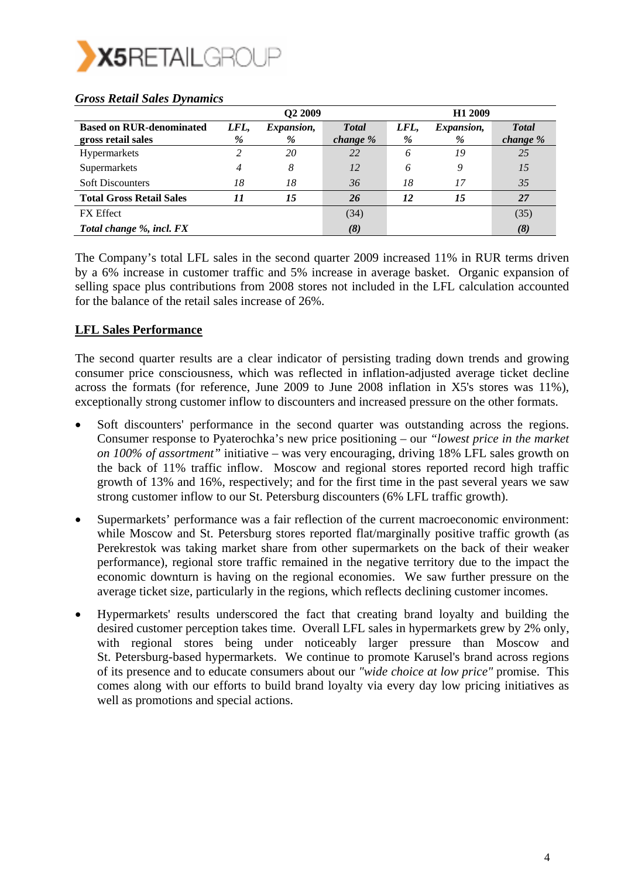*Gross Retail Sales Dynamics*

| | Q2 2009 | | | H1 2009 | | |
|---|---|---|---|---|---|---|
| **Based on RUR-denominated gross retail sales** | ***LFL, %*** | ***Expansion, %*** | ***Total change %*** | ***LFL, %*** | ***Expansion, %*** | ***Total change %*** |
| Hypermarkets | *2* | *20* | *22* | *6* | *19* | *25* |
| Supermarkets | *4* | *8* | *12* | *6* | *9* | *15* |
| Soft Discounters | *18* | *18* | *36* | *18* | *17* | *35* |
| **Total Gross Retail Sales** | ***11*** | ***15*** | ***26*** | ***12*** | ***15*** | ***27*** |
| FX Effect | | | (34) | | | (35) |
| ***Total change %, incl. FX*** | | | ***(8)*** | | | ***(8)*** |

The Company's total LFL sales in the second quarter 2009 increased 11% in RUR terms driven by a 6% increase in customer traffic and 5% increase in average basket. Organic expansion of selling space plus contributions from 2008 stores not included in the LFL calculation accounted for the balance of the retail sales increase of 26%.

## LFL Sales Performance

The second quarter results are a clear indicator of persisting trading down trends and growing consumer price consciousness, which was reflected in inflation-adjusted average ticket decline across the formats (for reference, June 2009 to June 2008 inflation in X5's stores was 11%), exceptionally strong customer inflow to discounters and increased pressure on the other formats.

- Soft discounters' performance in the second quarter was outstanding across the regions. Consumer response to Pyaterochka's new price positioning – our *"lowest price in the market on 100% of assortment"* initiative – was very encouraging, driving 18% LFL sales growth on the back of 11% traffic inflow. Moscow and regional stores reported record high traffic growth of 13% and 16%, respectively; and for the first time in the past several years we saw strong customer inflow to our St. Petersburg discounters (6% LFL traffic growth).

- Supermarkets' performance was a fair reflection of the current macroeconomic environment: while Moscow and St. Petersburg stores reported flat/marginally positive traffic growth (as Perekrestok was taking market share from other supermarkets on the back of their weaker performance), regional store traffic remained in the negative territory due to the impact the economic downturn is having on the regional economies. We saw further pressure on the average ticket size, particularly in the regions, which reflects declining customer incomes.

- Hypermarkets' results underscored the fact that creating brand loyalty and building the desired customer perception takes time. Overall LFL sales in hypermarkets grew by 2% only, with regional stores being under noticeably larger pressure than Moscow and St. Petersburg-based hypermarkets. We continue to promote Karusel's brand across regions of its presence and to educate consumers about our *"wide choice at low price"* promise. This comes along with our efforts to build brand loyalty via every day low pricing initiatives as well as promotions and special actions.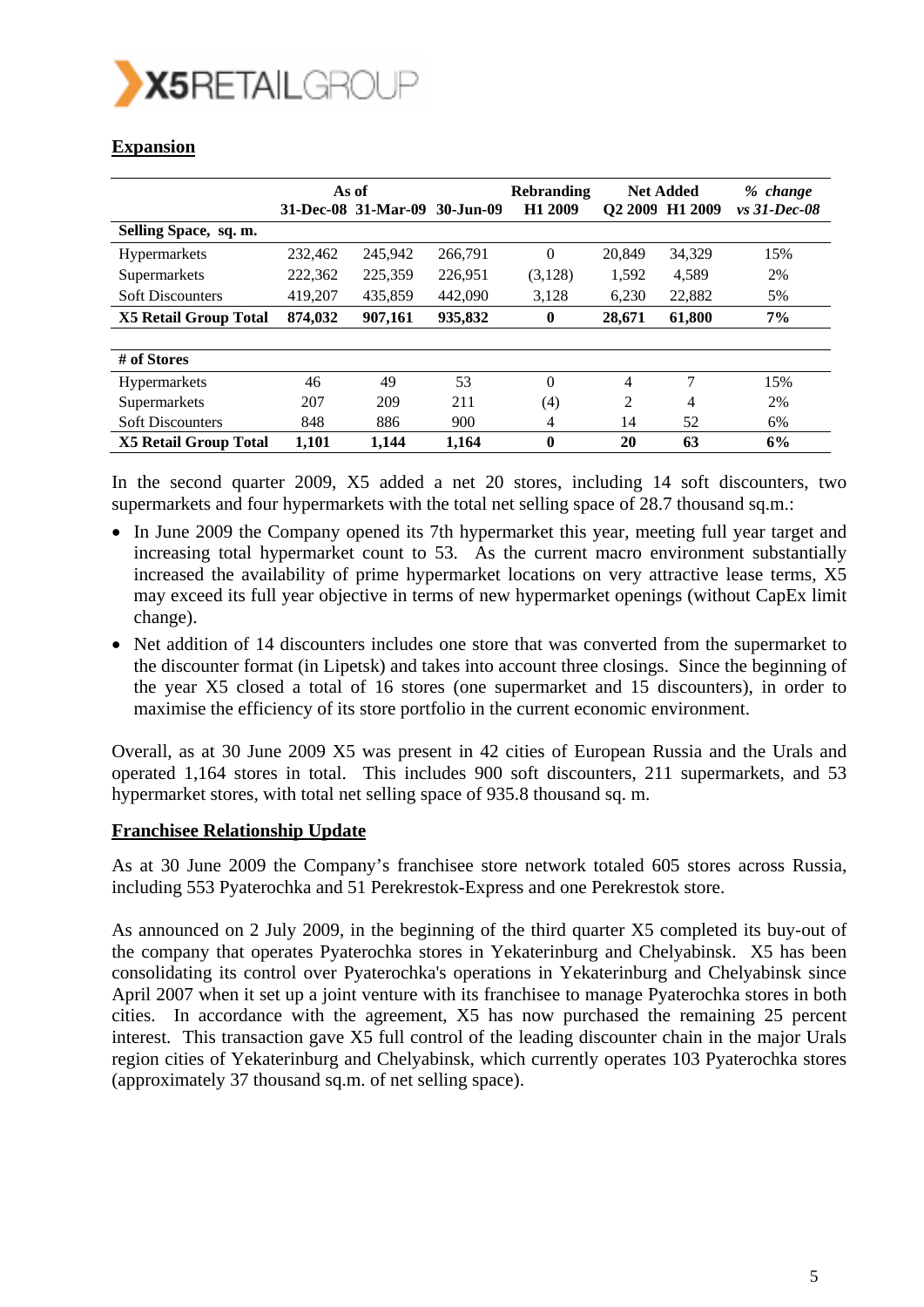## Expansion

| | As of | | | Rebranding | Net Added | | *% change* |
|---|---|---|---|---|---|---|---|
| | 31-Dec-08 | 31-Mar-09 | 30-Jun-09 | H1 2009 | Q2 2009 | H1 2009 | *vs 31-Dec-08* |
| **Selling Space, sq. m.** | | | | | | | |
| Hypermarkets | 232,462 | 245,942 | 266,791 | 0 | 20,849 | 34,329 | 15% |
| Supermarkets | 222,362 | 225,359 | 226,951 | (3,128) | 1,592 | 4,589 | 2% |
| Soft Discounters | 419,207 | 435,859 | 442,090 | 3,128 | 6,230 | 22,882 | 5% |
| **X5 Retail Group Total** | **874,032** | **907,161** | **935,832** | **0** | **28,671** | **61,800** | **7%** |
| | | | | | | | |
| **# of Stores** | | | | | | | |
| Hypermarkets | 46 | 49 | 53 | 0 | 4 | 7 | 15% |
| Supermarkets | 207 | 209 | 211 | (4) | 2 | 4 | 2% |
| Soft Discounters | 848 | 886 | 900 | 4 | 14 | 52 | 6% |
| **X5 Retail Group Total** | **1,101** | **1,144** | **1,164** | **0** | **20** | **63** | **6%** |

In the second quarter 2009, X5 added a net 20 stores, including 14 soft discounters, two supermarkets and four hypermarkets with the total net selling space of 28.7 thousand sq.m.:

- In June 2009 the Company opened its 7th hypermarket this year, meeting full year target and increasing total hypermarket count to 53. As the current macro environment substantially increased the availability of prime hypermarket locations on very attractive lease terms, X5 may exceed its full year objective in terms of new hypermarket openings (without CapEx limit change).
- Net addition of 14 discounters includes one store that was converted from the supermarket to the discounter format (in Lipetsk) and takes into account three closings. Since the beginning of the year X5 closed a total of 16 stores (one supermarket and 15 discounters), in order to maximise the efficiency of its store portfolio in the current economic environment.

Overall, as at 30 June 2009 X5 was present in 42 cities of European Russia and the Urals and operated 1,164 stores in total. This includes 900 soft discounters, 211 supermarkets, and 53 hypermarket stores, with total net selling space of 935.8 thousand sq. m.

## Franchisee Relationship Update

As at 30 June 2009 the Company's franchisee store network totaled 605 stores across Russia, including 553 Pyaterochka and 51 Perekrestok-Express and one Perekrestok store.

As announced on 2 July 2009, in the beginning of the third quarter X5 completed its buy-out of the company that operates Pyaterochka stores in Yekaterinburg and Chelyabinsk. X5 has been consolidating its control over Pyaterochka's operations in Yekaterinburg and Chelyabinsk since April 2007 when it set up a joint venture with its franchisee to manage Pyaterochka stores in both cities. In accordance with the agreement, X5 has now purchased the remaining 25 percent interest. This transaction gave X5 full control of the leading discounter chain in the major Urals region cities of Yekaterinburg and Chelyabinsk, which currently operates 103 Pyaterochka stores (approximately 37 thousand sq.m. of net selling space).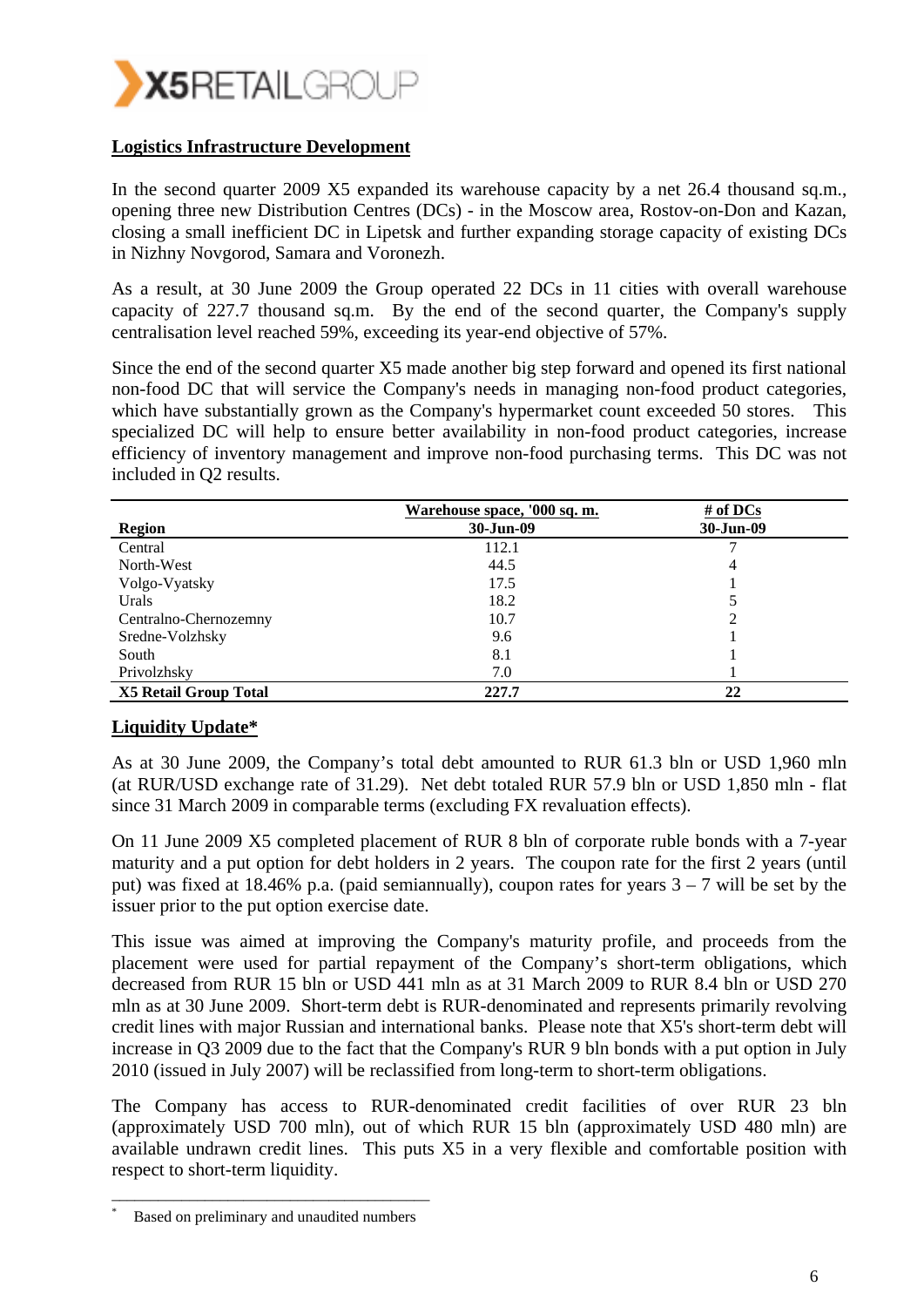## Logistics Infrastructure Development

In the second quarter 2009 X5 expanded its warehouse capacity by a net 26.4 thousand sq.m., opening three new Distribution Centres (DCs) - in the Moscow area, Rostov-on-Don and Kazan, closing a small inefficient DC in Lipetsk and further expanding storage capacity of existing DCs in Nizhny Novgorod, Samara and Voronezh.

As a result, at 30 June 2009 the Group operated 22 DCs in 11 cities with overall warehouse capacity of 227.7 thousand sq.m. By the end of the second quarter, the Company's supply centralisation level reached 59%, exceeding its year-end objective of 57%.

Since the end of the second quarter X5 made another big step forward and opened its first national non-food DC that will service the Company's needs in managing non-food product categories, which have substantially grown as the Company's hypermarket count exceeded 50 stores. This specialized DC will help to ensure better availability in non-food product categories, increase efficiency of inventory management and improve non-food purchasing terms. This DC was not included in Q2 results.

| Region | Warehouse space, '000 sq. m. 30-Jun-09 | # of DCs 30-Jun-09 |
|---|---|---|
| Central | 112.1 | 7 |
| North-West | 44.5 | 4 |
| Volgo-Vyatsky | 17.5 | 1 |
| Urals | 18.2 | 5 |
| Centralno-Chernozemny | 10.7 | 2 |
| Sredne-Volzhsky | 9.6 | 1 |
| South | 8.1 | 1 |
| Privolzhsky | 7.0 | 1 |
| **X5 Retail Group Total** | **227.7** | **22** |

## Liquidity Update*

As at 30 June 2009, the Company's total debt amounted to RUR 61.3 bln or USD 1,960 mln (at RUR/USD exchange rate of 31.29). Net debt totaled RUR 57.9 bln or USD 1,850 mln - flat since 31 March 2009 in comparable terms (excluding FX revaluation effects).

On 11 June 2009 X5 completed placement of RUR 8 bln of corporate ruble bonds with a 7-year maturity and a put option for debt holders in 2 years. The coupon rate for the first 2 years (until put) was fixed at 18.46% p.a. (paid semiannually), coupon rates for years 3 – 7 will be set by the issuer prior to the put option exercise date.

This issue was aimed at improving the Company's maturity profile, and proceeds from the placement were used for partial repayment of the Company's short-term obligations, which decreased from RUR 15 bln or USD 441 mln as at 31 March 2009 to RUR 8.4 bln or USD 270 mln as at 30 June 2009. Short-term debt is RUR-denominated and represents primarily revolving credit lines with major Russian and international banks. Please note that X5's short-term debt will increase in Q3 2009 due to the fact that the Company's RUR 9 bln bonds with a put option in July 2010 (issued in July 2007) will be reclassified from long-term to short-term obligations.

The Company has access to RUR-denominated credit facilities of over RUR 23 bln (approximately USD 700 mln), out of which RUR 15 bln (approximately USD 480 mln) are available undrawn credit lines. This puts X5 in a very flexible and comfortable position with respect to short-term liquidity.

---

* Based on preliminary and unaudited numbers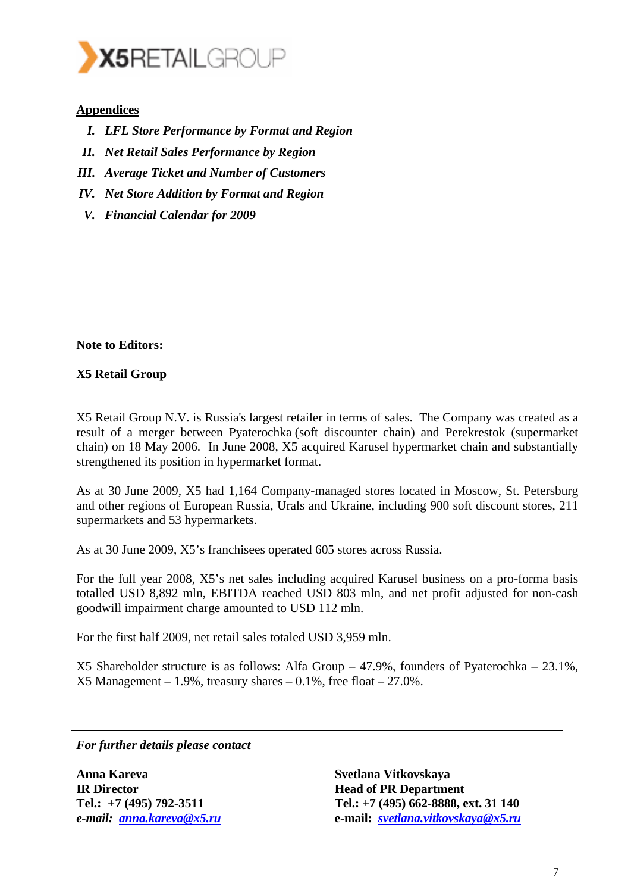## Appendices

*I. LFL Store Performance by Format and Region*

*II. Net Retail Sales Performance by Region*

*III. Average Ticket and Number of Customers*

*IV. Net Store Addition by Format and Region*

*V. Financial Calendar for 2009*

**Note to Editors:**

**X5 Retail Group**

X5 Retail Group N.V. is Russia's largest retailer in terms of sales. The Company was created as a result of a merger between Pyaterochka (soft discounter chain) and Perekrestok (supermarket chain) on 18 May 2006. In June 2008, X5 acquired Karusel hypermarket chain and substantially strengthened its position in hypermarket format.

As at 30 June 2009, X5 had 1,164 Company-managed stores located in Moscow, St. Petersburg and other regions of European Russia, Urals and Ukraine, including 900 soft discount stores, 211 supermarkets and 53 hypermarkets.

As at 30 June 2009, X5's franchisees operated 605 stores across Russia.

For the full year 2008, X5's net sales including acquired Karusel business on a pro-forma basis totalled USD 8,892 mln, EBITDA reached USD 803 mln, and net profit adjusted for non-cash goodwill impairment charge amounted to USD 112 mln.

For the first half 2009, net retail sales totaled USD 3,959 mln.

X5 Shareholder structure is as follows: Alfa Group – 47.9%, founders of Pyaterochka – 23.1%, X5 Management – 1.9%, treasury shares – 0.1%, free float – 27.0%.

---

***For further details please contact***

**Anna Kareva**
**IR Director**
**Tel.: +7 (495) 792-3511**
***e-mail: anna.kareva@x5.ru***

**Svetlana Vitkovskaya**
**Head of PR Department**
**Tel.: +7 (495) 662-8888, ext. 31 140**
**e-mail: *svetlana.vitkovskaya@x5.ru***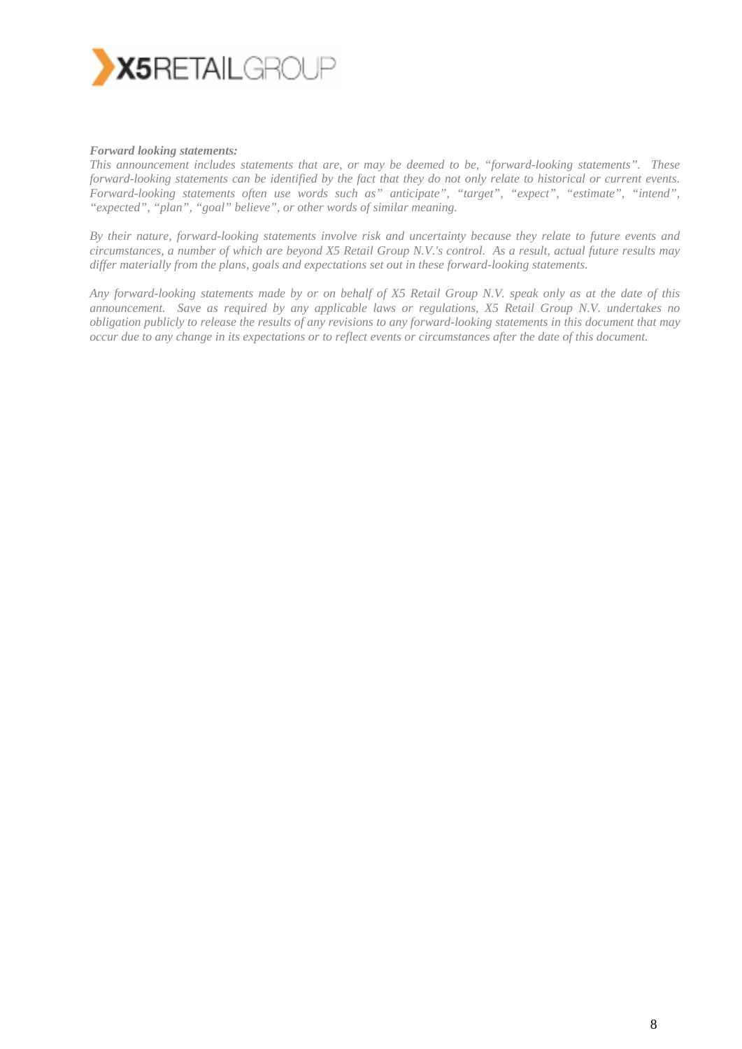***Forward looking statements:***

*This announcement includes statements that are, or may be deemed to be, "forward-looking statements". These forward-looking statements can be identified by the fact that they do not only relate to historical or current events. Forward-looking statements often use words such as" anticipate", "target", "expect", "estimate", "intend", "expected", "plan", "goal" believe", or other words of similar meaning.*

*By their nature, forward-looking statements involve risk and uncertainty because they relate to future events and circumstances, a number of which are beyond X5 Retail Group N.V.'s control. As a result, actual future results may differ materially from the plans, goals and expectations set out in these forward-looking statements.*

*Any forward-looking statements made by or on behalf of X5 Retail Group N.V. speak only as at the date of this announcement. Save as required by any applicable laws or regulations, X5 Retail Group N.V. undertakes no obligation publicly to release the results of any revisions to any forward-looking statements in this document that may occur due to any change in its expectations or to reflect events or circumstances after the date of this document.*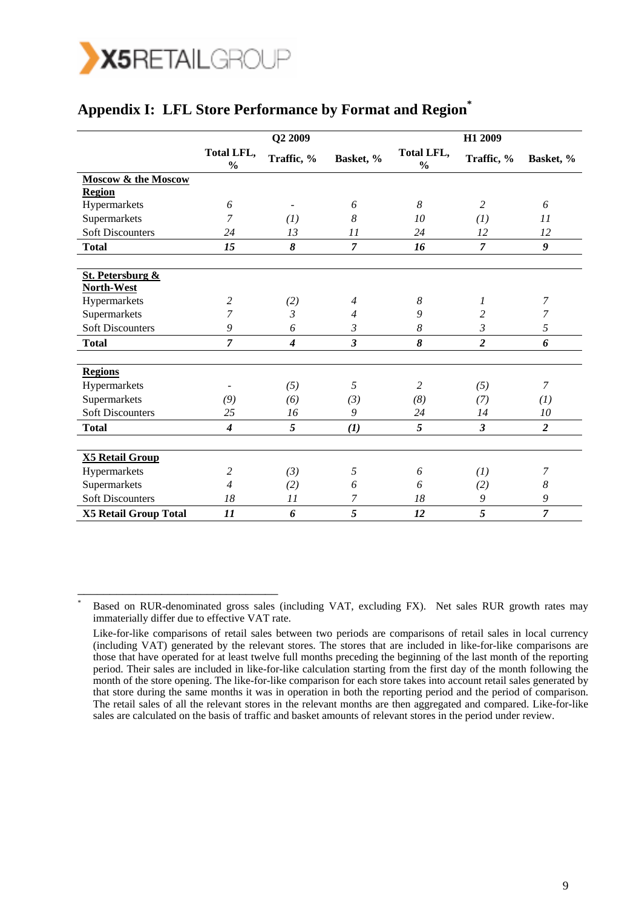## Appendix I: LFL Store Performance by Format and Region*

| | Q2 2009 | | | H1 2009 | | |
|---|---|---|---|---|---|---|
| | Total LFL, % | Traffic, % | Basket, % | Total LFL, % | Traffic, % | Basket, % |
| **Moscow & the Moscow Region** | | | | | | |
| Hypermarkets | *6* | *-* | *6* | *8* | *2* | *6* |
| Supermarkets | *7* | *(1)* | *8* | *10* | *(1)* | *11* |
| Soft Discounters | *24* | *13* | *11* | *24* | *12* | *12* |
| **Total** | ***15*** | ***8*** | ***7*** | ***16*** | ***7*** | ***9*** |
| **St. Petersburg & North-West** | | | | | | |
| Hypermarkets | *2* | *(2)* | *4* | *8* | *1* | *7* |
| Supermarkets | *7* | *3* | *4* | *9* | *2* | *7* |
| Soft Discounters | *9* | *6* | *3* | *8* | *3* | *5* |
| **Total** | ***7*** | ***4*** | ***3*** | ***8*** | ***2*** | ***6*** |
| **Regions** | | | | | | |
| Hypermarkets | *-* | *(5)* | *5* | *2* | *(5)* | *7* |
| Supermarkets | *(9)* | *(6)* | *(3)* | *(8)* | *(7)* | *(1)* |
| Soft Discounters | *25* | *16* | *9* | *24* | *14* | *10* |
| **Total** | ***4*** | ***5*** | ***(1)*** | ***5*** | ***3*** | ***2*** |
| **X5 Retail Group** | | | | | | |
| Hypermarkets | *2* | *(3)* | *5* | *6* | *(1)* | *7* |
| Supermarkets | *4* | *(2)* | *6* | *6* | *(2)* | *8* |
| Soft Discounters | *18* | *11* | *7* | *18* | *9* | *9* |
| **X5 Retail Group Total** | ***11*** | ***6*** | ***5*** | ***12*** | ***5*** | ***7*** |

---

\* Based on RUR-denominated gross sales (including VAT, excluding FX). Net sales RUR growth rates may immaterially differ due to effective VAT rate.

Like-for-like comparisons of retail sales between two periods are comparisons of retail sales in local currency (including VAT) generated by the relevant stores. The stores that are included in like-for-like comparisons are those that have operated for at least twelve full months preceding the beginning of the last month of the reporting period. Their sales are included in like-for-like calculation starting from the first day of the month following the month of the store opening. The like-for-like comparison for each store takes into account retail sales generated by that store during the same months it was in operation in both the reporting period and the period of comparison. The retail sales of all the relevant stores in the relevant months are then aggregated and compared. Like-for-like sales are calculated on the basis of traffic and basket amounts of relevant stores in the period under review.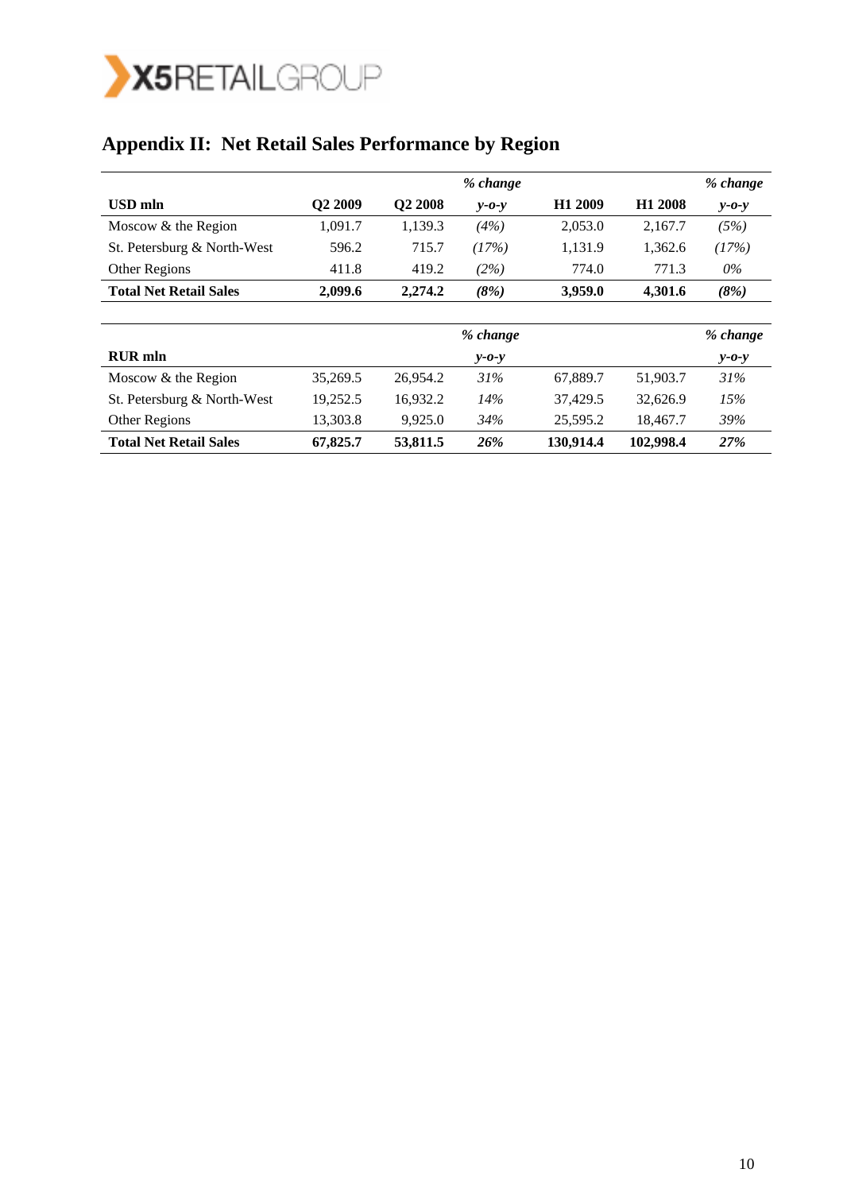# Appendix II: Net Retail Sales Performance by Region

| USD mln | Q2 2009 | Q2 2008 | *% change y-o-y* | H1 2009 | H1 2008 | *% change y-o-y* |
|---|---|---|---|---|---|---|
| Moscow & the Region | 1,091.7 | 1,139.3 | *(4%)* | 2,053.0 | 2,167.7 | *(5%)* |
| St. Petersburg & North-West | 596.2 | 715.7 | *(17%)* | 1,131.9 | 1,362.6 | *(17%)* |
| Other Regions | 411.8 | 419.2 | *(2%)* | 774.0 | 771.3 | *0%* |
| **Total Net Retail Sales** | **2,099.6** | **2,274.2** | ***(8%)*** | **3,959.0** | **4,301.6** | ***(8%)*** |

| RUR mln | | | *% change y-o-y* | | | *% change y-o-y* |
|---|---|---|---|---|---|---|
| Moscow & the Region | 35,269.5 | 26,954.2 | *31%* | 67,889.7 | 51,903.7 | *31%* |
| St. Petersburg & North-West | 19,252.5 | 16,932.2 | *14%* | 37,429.5 | 32,626.9 | *15%* |
| Other Regions | 13,303.8 | 9,925.0 | *34%* | 25,595.2 | 18,467.7 | *39%* |
| **Total Net Retail Sales** | **67,825.7** | **53,811.5** | ***26%*** | **130,914.4** | **102,998.4** | ***27%*** |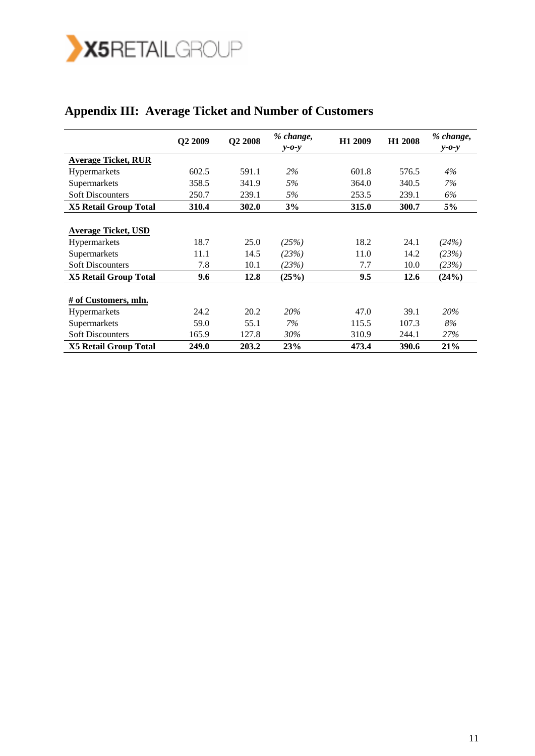## Appendix III: Average Ticket and Number of Customers

| | Q2 2009 | Q2 2008 | *% change, y-o-y* | H1 2009 | H1 2008 | *% change, y-o-y* |
|---|---|---|---|---|---|---|
| **Average Ticket, RUR** | | | | | | |
| Hypermarkets | 602.5 | 591.1 | *2%* | 601.8 | 576.5 | *4%* |
| Supermarkets | 358.5 | 341.9 | *5%* | 364.0 | 340.5 | *7%* |
| Soft Discounters | 250.7 | 239.1 | *5%* | 253.5 | 239.1 | *6%* |
| **X5 Retail Group Total** | **310.4** | **302.0** | **3%** | **315.0** | **300.7** | **5%** |
| | | | | | | |
| **Average Ticket, USD** | | | | | | |
| Hypermarkets | 18.7 | 25.0 | *(25%)* | 18.2 | 24.1 | *(24%)* |
| Supermarkets | 11.1 | 14.5 | *(23%)* | 11.0 | 14.2 | *(23%)* |
| Soft Discounters | 7.8 | 10.1 | *(23%)* | 7.7 | 10.0 | *(23%)* |
| **X5 Retail Group Total** | **9.6** | **12.8** | **(25%)** | **9.5** | **12.6** | **(24%)** |
| | | | | | | |
| **# of Customers, mln.** | | | | | | |
| Hypermarkets | 24.2 | 20.2 | *20%* | 47.0 | 39.1 | *20%* |
| Supermarkets | 59.0 | 55.1 | *7%* | 115.5 | 107.3 | *8%* |
| Soft Discounters | 165.9 | 127.8 | *30%* | 310.9 | 244.1 | *27%* |
| **X5 Retail Group Total** | **249.0** | **203.2** | **23%** | **473.4** | **390.6** | **21%** |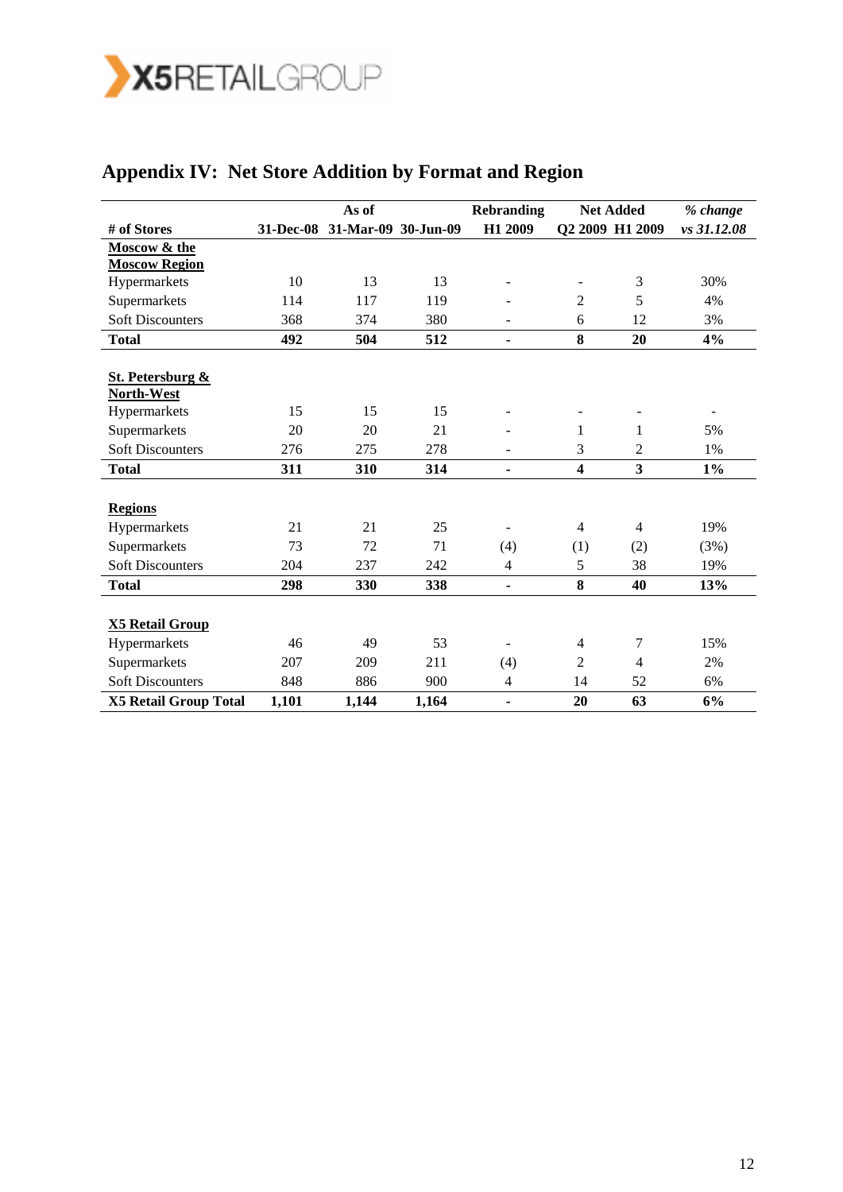## Appendix IV: Net Store Addition by Format and Region

| # of Stores | As of | | | Rebranding | Net Added | | % change |
|---|---|---|---|---|---|---|---|
| | 31-Dec-08 | 31-Mar-09 | 30-Jun-09 | H1 2009 | Q2 2009 | H1 2009 | vs 31.12.08 |
| **Moscow & the Moscow Region** | | | | | | | |
| Hypermarkets | 10 | 13 | 13 | - | - | 3 | 30% |
| Supermarkets | 114 | 117 | 119 | - | 2 | 5 | 4% |
| Soft Discounters | 368 | 374 | 380 | - | 6 | 12 | 3% |
| **Total** | **492** | **504** | **512** | **-** | **8** | **20** | **4%** |
| **St. Petersburg & North-West** | | | | | | | |
| Hypermarkets | 15 | 15 | 15 | - | - | - | - |
| Supermarkets | 20 | 20 | 21 | - | 1 | 1 | 5% |
| Soft Discounters | 276 | 275 | 278 | - | 3 | 2 | 1% |
| **Total** | **311** | **310** | **314** | **-** | **4** | **3** | **1%** |
| **Regions** | | | | | | | |
| Hypermarkets | 21 | 21 | 25 | - | 4 | 4 | 19% |
| Supermarkets | 73 | 72 | 71 | (4) | (1) | (2) | (3%) |
| Soft Discounters | 204 | 237 | 242 | 4 | 5 | 38 | 19% |
| **Total** | **298** | **330** | **338** | **-** | **8** | **40** | **13%** |
| **X5 Retail Group** | | | | | | | |
| Hypermarkets | 46 | 49 | 53 | - | 4 | 7 | 15% |
| Supermarkets | 207 | 209 | 211 | (4) | 2 | 4 | 2% |
| Soft Discounters | 848 | 886 | 900 | 4 | 14 | 52 | 6% |
| **X5 Retail Group Total** | **1,101** | **1,144** | **1,164** | **-** | **20** | **63** | **6%** |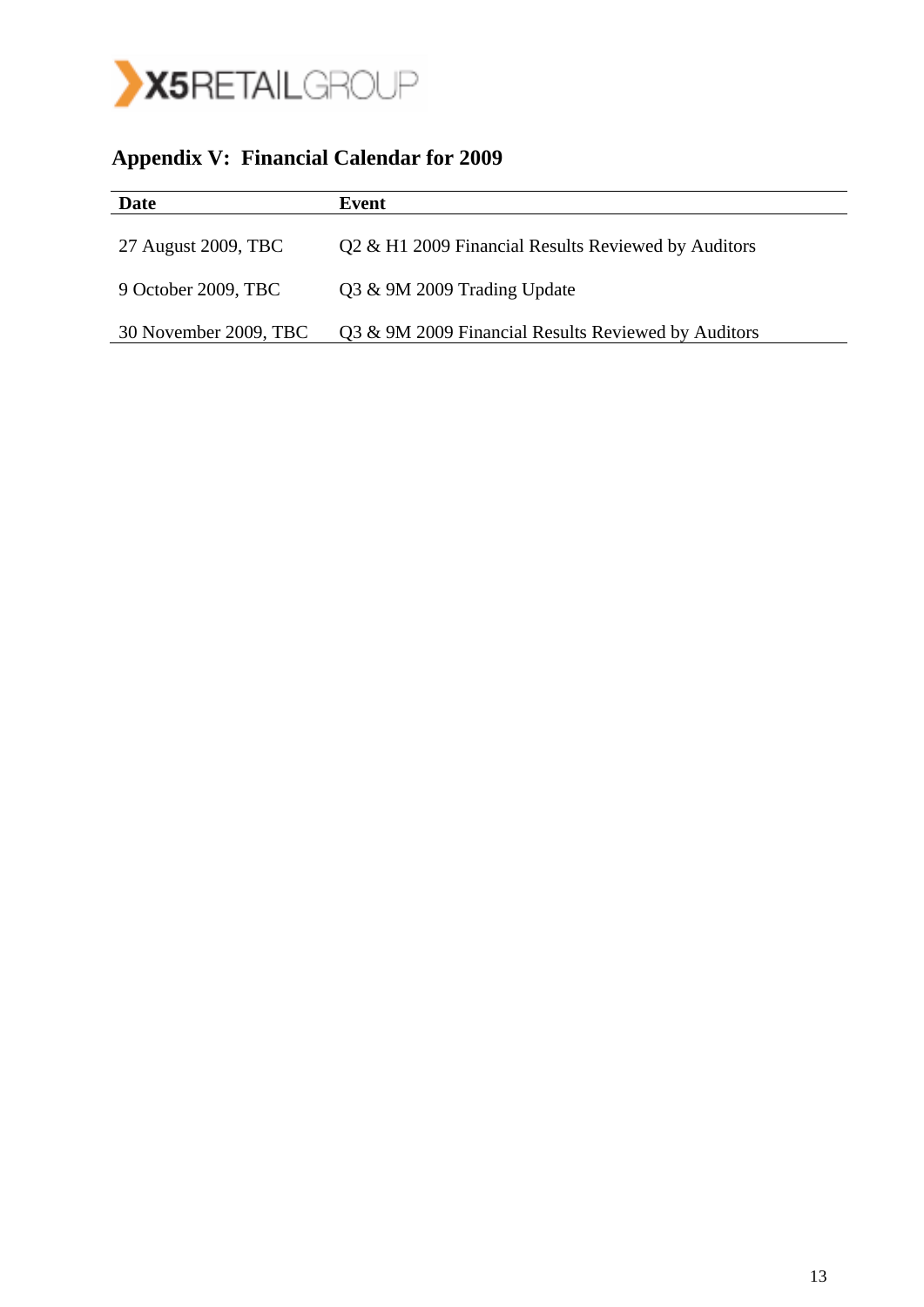## Appendix V: Financial Calendar for 2009

| Date | Event |
|---|---|
| 27 August 2009, TBC | Q2 & H1 2009 Financial Results Reviewed by Auditors |
| 9 October 2009, TBC | Q3 & 9M 2009 Trading Update |
| 30 November 2009, TBC | Q3 & 9M 2009 Financial Results Reviewed by Auditors |